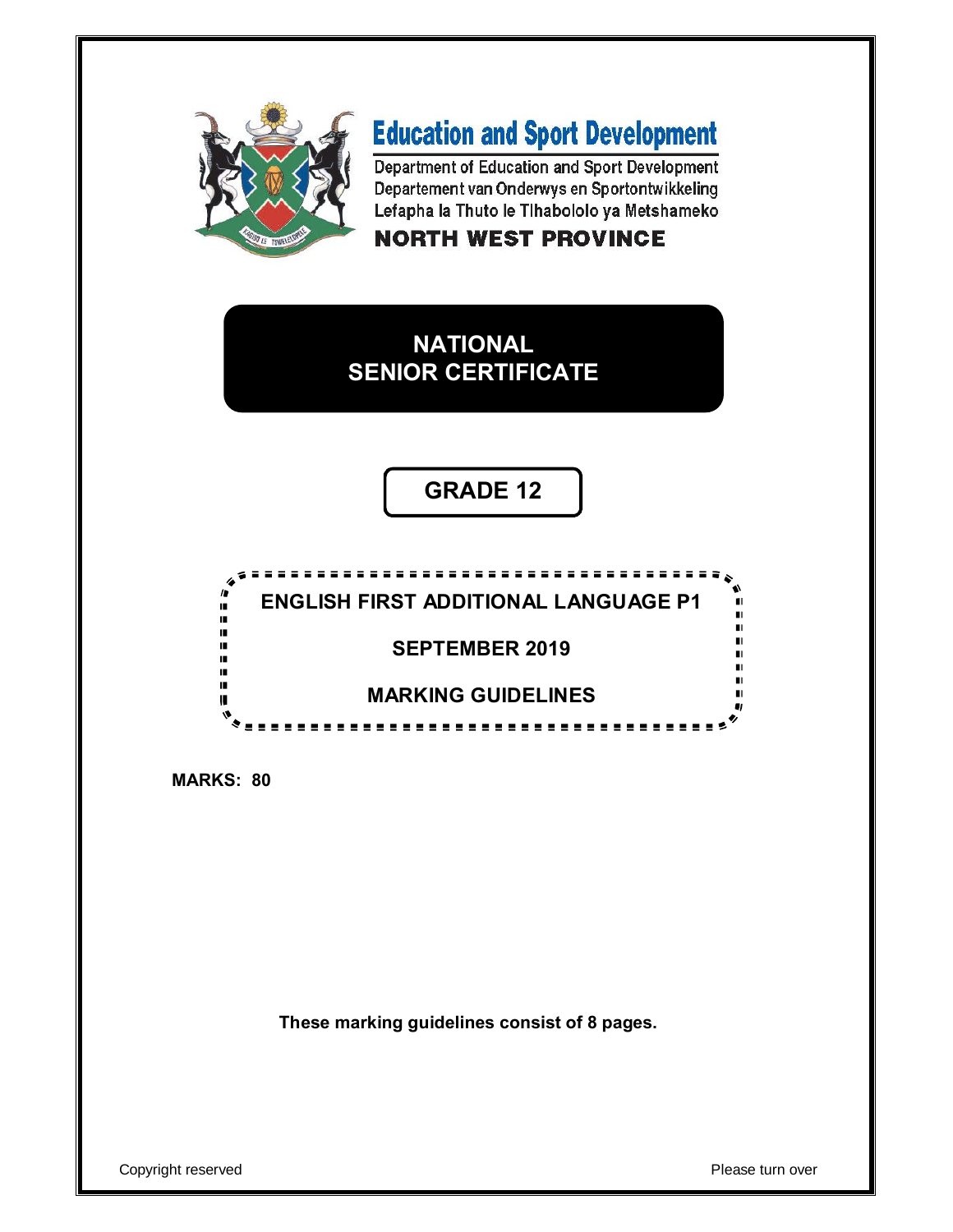# Education and Sport Development

Department of Education and Sport Development
Departement van Onderwys en Sportontwikkeling
Lefapha la Thuto le Tlhabololo ya Metshameko

**NORTH WEST PROVINCE**

## NATIONAL SENIOR CERTIFICATE

## GRADE 12

**ENGLISH FIRST ADDITIONAL LANGUAGE P1**

**SEPTEMBER 2019**

**MARKING GUIDELINES**

**MARKS: 80**

**These marking guidelines consist of 8 pages.**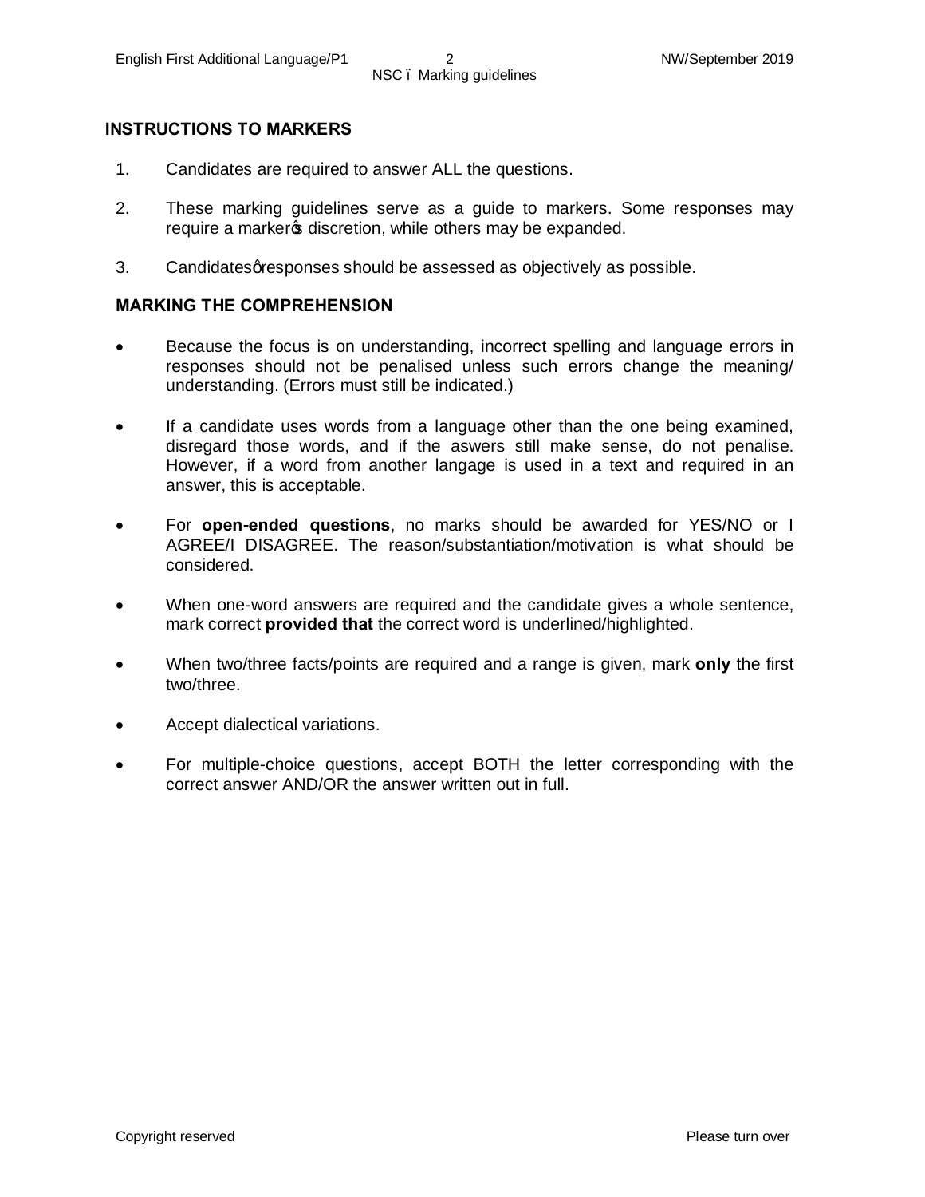## INSTRUCTIONS TO MARKERS

1. Candidates are required to answer ALL the questions.
2. These marking guidelines serve as a guide to markers. Some responses may require a marker's discretion, while others may be expanded.
3. Candidates' responses should be assessed as objectively as possible.

## MARKING THE COMPREHENSION

- Because the focus is on understanding, incorrect spelling and language errors in responses should not be penalised unless such errors change the meaning/ understanding. (Errors must still be indicated.)
- If a candidate uses words from a language other than the one being examined, disregard those words, and if the aswers still make sense, do not penalise. However, if a word from another langage is used in a text and required in an answer, this is acceptable.
- For **open-ended questions**, no marks should be awarded for YES/NO or I AGREE/I DISAGREE. The reason/substantiation/motivation is what should be considered.
- When one-word answers are required and the candidate gives a whole sentence, mark correct **provided that** the correct word is underlined/highlighted.
- When two/three facts/points are required and a range is given, mark **only** the first two/three.
- Accept dialectical variations.
- For multiple-choice questions, accept BOTH the letter corresponding with the correct answer AND/OR the answer written out in full.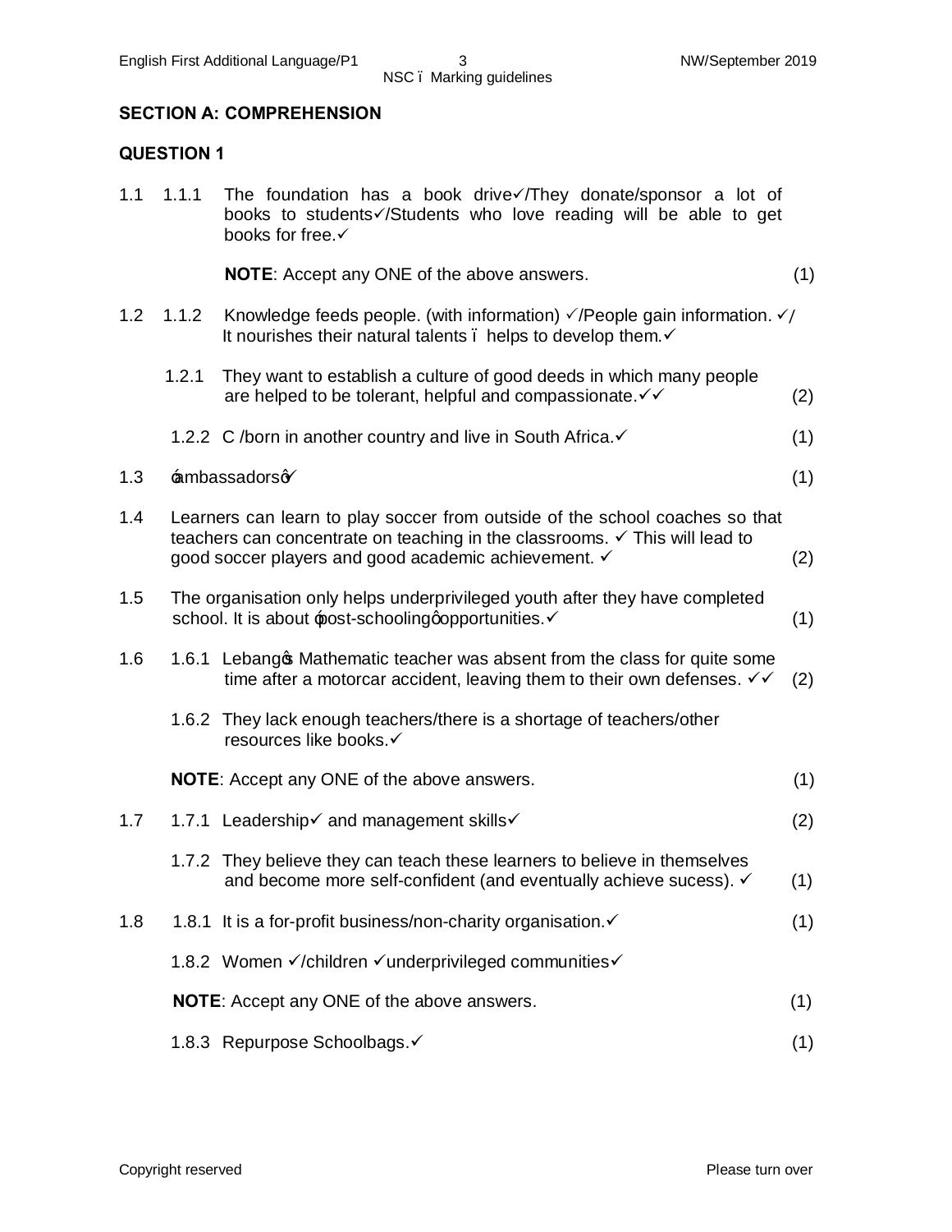## SECTION A: COMPREHENSION

### QUESTION 1

1.1 1.1.1 The foundation has a book drive✓/They donate/sponsor a lot of books to students✓/Students who love reading will be able to get books for free.✓

**NOTE**: Accept any ONE of the above answers. (1)

1.2 1.1.2 Knowledge feeds people. (with information) ✓/People gain information. ✓/ It nourishes their natural talents – helps to develop them.✓

1.2.1 They want to establish a culture of good deeds in which many people are helped to be tolerant, helpful and compassionate.✓✓ (2)

1.2.2 C /born in another country and live in South Africa.✓ (1)

1.3 'ambassadors'✓ (1)

1.4 Learners can learn to play soccer from outside of the school coaches so that teachers can concentrate on teaching in the classrooms. ✓ This will lead to good soccer players and good academic achievement. ✓ (2)

1.5 The organisation only helps underprivileged youth after they have completed school. It is about 'post-schooling' opportunities.✓ (1)

1.6 1.6.1 Lebang's Mathematic teacher was absent from the class for quite some time after a motorcar accident, leaving them to their own defenses. ✓✓ (2)

1.6.2 They lack enough teachers/there is a shortage of teachers/other resources like books.✓

**NOTE**: Accept any ONE of the above answers. (1)

1.7 1.7.1 Leadership✓ and management skills✓ (2)

1.7.2 They believe they can teach these learners to believe in themselves and become more self-confident (and eventually achieve sucess). ✓ (1)

1.8 1.8.1 It is a for-profit business/non-charity organisation.✓ (1)

1.8.2 Women ✓/children ✓underprivileged communities✓

**NOTE**: Accept any ONE of the above answers. (1)

1.8.3 Repurpose Schoolbags.✓ (1)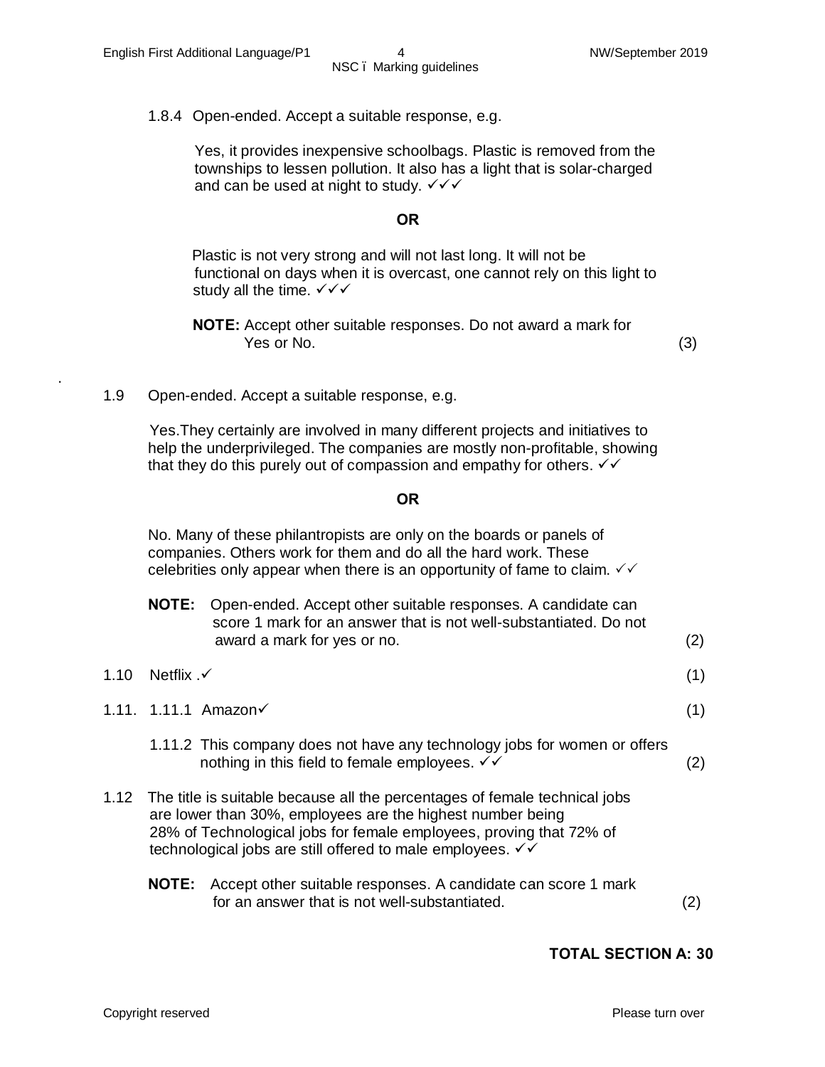1.8.4 Open-ended. Accept a suitable response, e.g.

Yes, it provides inexpensive schoolbags. Plastic is removed from the townships to lessen pollution. It also has a light that is solar-charged and can be used at night to study. ✓✓✓

**OR**

Plastic is not very strong and will not last long. It will not be functional on days when it is overcast, one cannot rely on this light to study all the time. ✓✓✓

**NOTE:** Accept other suitable responses. Do not award a mark for Yes or No. (3)

1.9 Open-ended. Accept a suitable response, e.g.

Yes.They certainly are involved in many different projects and initiatives to help the underprivileged. The companies are mostly non-profitable, showing that they do this purely out of compassion and empathy for others. ✓✓

**OR**

No. Many of these philantropists are only on the boards or panels of companies. Others work for them and do all the hard work. These celebrities only appear when there is an opportunity of fame to claim. ✓✓

**NOTE:** Open-ended. Accept other suitable responses. A candidate can score 1 mark for an answer that is not well-substantiated. Do not award a mark for yes or no. (2)

1.10 Netflix .✓ (1)

1.11. 1.11.1 Amazon✓ (1)

1.11.2 This company does not have any technology jobs for women or offers nothing in this field to female employees. ✓✓ (2)

1.12 The title is suitable because all the percentages of female technical jobs are lower than 30%, employees are the highest number being 28% of Technological jobs for female employees, proving that 72% of technological jobs are still offered to male employees. ✓✓

**NOTE:** Accept other suitable responses. A candidate can score 1 mark for an answer that is not well-substantiated. (2)

**TOTAL SECTION A: 30**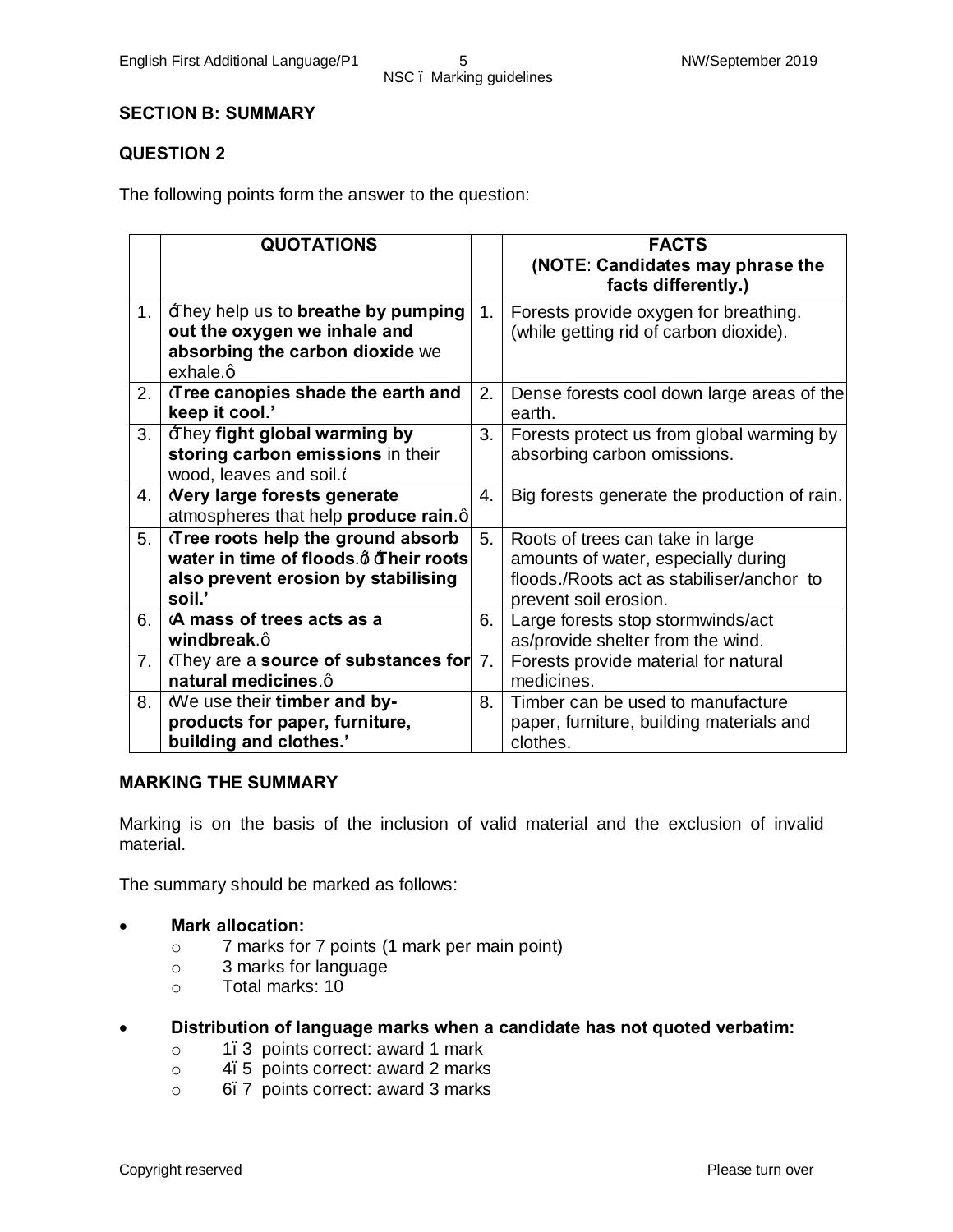## SECTION B: SUMMARY

## QUESTION 2

The following points form the answer to the question:

| | QUOTATIONS | | FACTS (NOTE: Candidates may phrase the facts differently.) |
|---|---|---|---|
| 1. | 'They help us to **breathe by pumping out the oxygen we inhale and absorbing the carbon dioxide** we exhale.' | 1. | Forests provide oxygen for breathing. (while getting rid of carbon dioxide). |
| 2. | '**Tree canopies shade the earth and keep it cool.**' | 2. | Dense forests cool down large areas of the earth. |
| 3. | 'They **fight global warming by storing carbon emissions** in their wood, leaves and soil.' | 3. | Forests protect us from global warming by absorbing carbon omissions. |
| 4. | '**Very large forests generate** atmospheres that help **produce rain**.' | 4. | Big forests generate the production of rain. |
| 5. | '**Tree roots help the ground absorb water in time of floods.' 'Their roots also prevent erosion by stabilising soil.**' | 5. | Roots of trees can take in large amounts of water, especially during floods./Roots act as stabiliser/anchor to prevent soil erosion. |
| 6. | '**A mass of trees acts as a windbreak**.' | 6. | Large forests stop stormwinds/act as/provide shelter from the wind. |
| 7. | 'They are a **source of substances for natural medicines**.' | 7. | Forests provide material for natural medicines. |
| 8. | 'We use their **timber and by-products for paper, furniture, building and clothes.**' | 8. | Timber can be used to manufacture paper, furniture, building materials and clothes. |

## MARKING THE SUMMARY

Marking is on the basis of the inclusion of valid material and the exclusion of invalid material.

The summary should be marked as follows:

- **Mark allocation:**
  - 7 marks for 7 points (1 mark per main point)
  - 3 marks for language
  - Total marks: 10

- **Distribution of language marks when a candidate has not quoted verbatim:**
  - 1–3 points correct: award 1 mark
  - 4–5 points correct: award 2 marks
  - 6–7 points correct: award 3 marks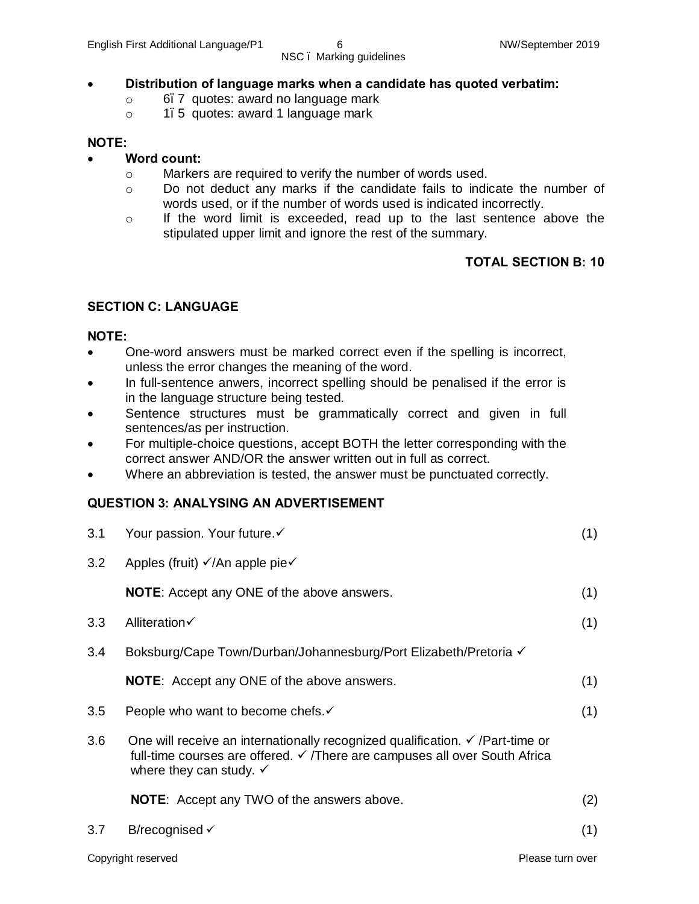- **Distribution of language marks when a candidate has quoted verbatim:**
  - 6–7 quotes: award no language mark
  - 1–5 quotes: award 1 language mark

**NOTE:**

- **Word count:**
  - Markers are required to verify the number of words used.
  - Do not deduct any marks if the candidate fails to indicate the number of words used, or if the number of words used is indicated incorrectly.
  - If the word limit is exceeded, read up to the last sentence above the stipulated upper limit and ignore the rest of the summary.

**TOTAL SECTION B: 10**

## SECTION C: LANGUAGE

**NOTE:**

- One-word answers must be marked correct even if the spelling is incorrect, unless the error changes the meaning of the word.
- In full-sentence anwers, incorrect spelling should be penalised if the error is in the language structure being tested.
- Sentence structures must be grammatically correct and given in full sentences/as per instruction.
- For multiple-choice questions, accept BOTH the letter corresponding with the correct answer AND/OR the answer written out in full as correct.
- Where an abbreviation is tested, the answer must be punctuated correctly.

### QUESTION 3: ANALYSING AN ADVERTISEMENT

3.1 Your passion. Your future.✓ (1)

3.2 Apples (fruit) ✓/An apple pie✓

**NOTE**: Accept any ONE of the above answers. (1)

3.3 Alliteration✓ (1)

3.4 Boksburg/Cape Town/Durban/Johannesburg/Port Elizabeth/Pretoria ✓

**NOTE**: Accept any ONE of the above answers. (1)

3.5 People who want to become chefs.✓ (1)

3.6 One will receive an internationally recognized qualification. ✓ /Part-time or full-time courses are offered. ✓ /There are campuses all over South Africa where they can study. ✓

**NOTE**: Accept any TWO of the answers above. (2)

3.7 B/recognised ✓ (1)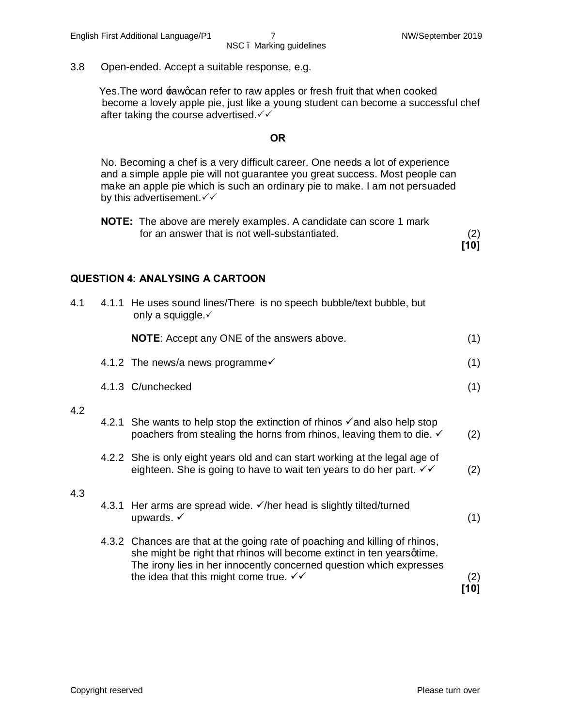3.8 Open-ended. Accept a suitable response, e.g.

Yes.The word 'raw' can refer to raw apples or fresh fruit that when cooked become a lovely apple pie, just like a young student can become a successful chef after taking the course advertised.✓✓

**OR**

No. Becoming a chef is a very difficult career. One needs a lot of experience and a simple apple pie will not guarantee you great success. Most people can make an apple pie which is such an ordinary pie to make. I am not persuaded by this advertisement.✓✓

**NOTE:** The above are merely examples. A candidate can score 1 mark for an answer that is not well-substantiated. (2)

**[10]**

## QUESTION 4: ANALYSING A CARTOON

4.1

4.1.1 He uses sound lines/There is no speech bubble/text bubble, but only a squiggle.✓

**NOTE**: Accept any ONE of the answers above. (1)

4.1.2 The news/a news programme✓ (1)

4.1.3 C/unchecked (1)

4.2

4.2.1 She wants to help stop the extinction of rhinos ✓and also help stop poachers from stealing the horns from rhinos, leaving them to die. ✓ (2)

4.2.2 She is only eight years old and can start working at the legal age of eighteen. She is going to have to wait ten years to do her part. ✓✓ (2)

4.3

4.3.1 Her arms are spread wide. ✓/her head is slightly tilted/turned upwards. ✓ (1)

4.3.2 Chances are that at the going rate of poaching and killing of rhinos, she might be right that rhinos will become extinct in ten years' time. The irony lies in her innocently concerned question which expresses the idea that this might come true. ✓✓ (2)

**[10]**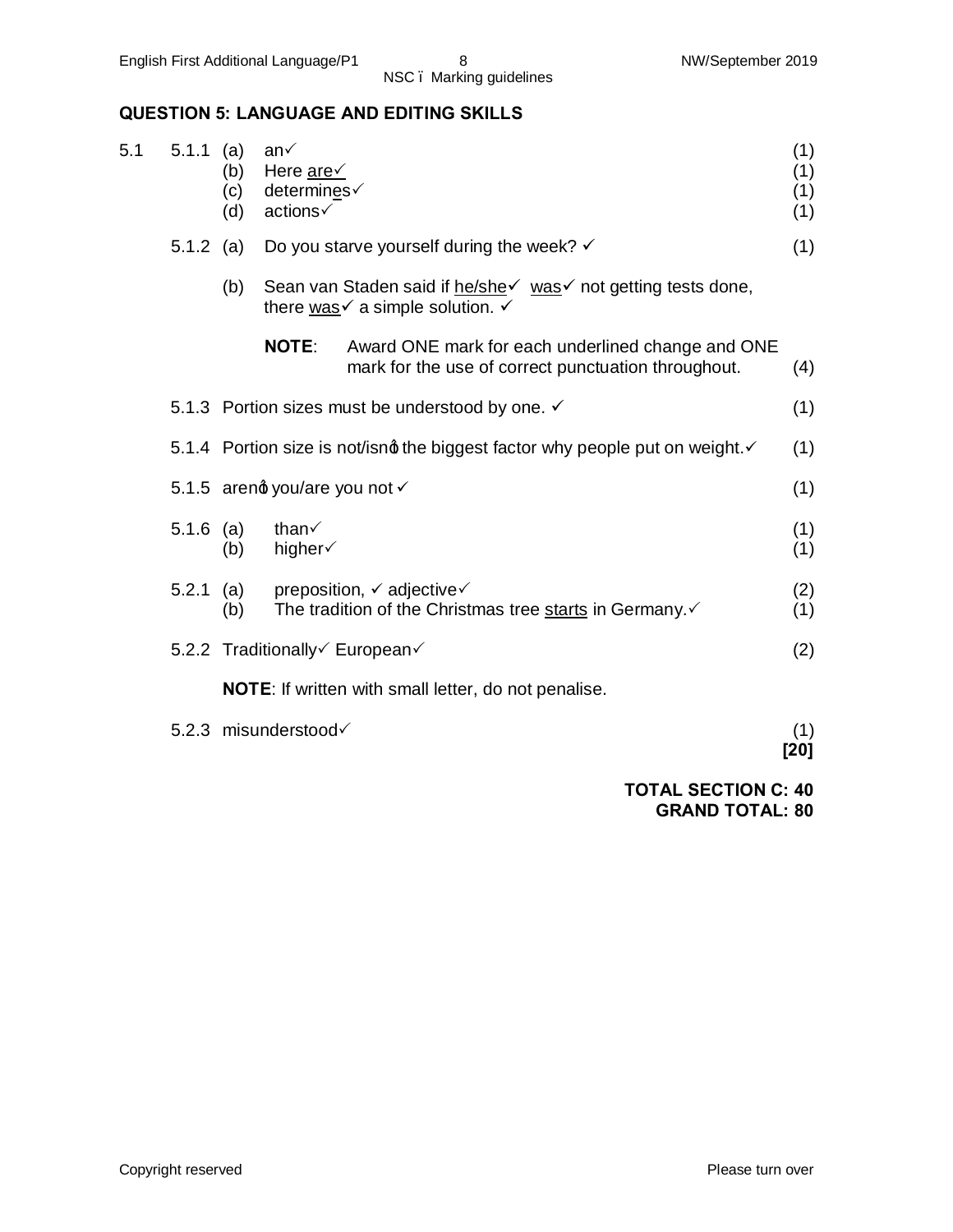## QUESTION 5: LANGUAGE AND EDITING SKILLS

| | | | | |
|---|---|---|---|---|
| 5.1 | 5.1.1 | (a) | an✓ | (1) |
| | | (b) | Here are✓ | (1) |
| | | (c) | determines✓ | (1) |
| | | (d) | actions✓ | (1) |
| | 5.1.2 | (a) | Do you starve yourself during the week? ✓ | (1) |
| | | (b) | Sean van Staden said if he/she✓ was✓ not getting tests done, there was✓ a simple solution. ✓ | |
| | | | **NOTE**: Award ONE mark for each underlined change and ONE mark for the use of correct punctuation throughout. | (4) |
| | 5.1.3 | | Portion sizes must be understood by one. ✓ | (1) |
| | 5.1.4 | | Portion size is not/isn't the biggest factor why people put on weight.✓ | (1) |
| | 5.1.5 | | aren't you/are you not ✓ | (1) |
| | 5.1.6 | (a) | than✓ | (1) |
| | | (b) | higher✓ | (1) |
| | 5.2.1 | (a) | preposition, ✓ adjective✓ | (2) |
| | | (b) | The tradition of the Christmas tree starts in Germany.✓ | (1) |
| | 5.2.2 | | Traditionally✓ European✓ | (2) |
| | | | **NOTE**: If written with small letter, do not penalise. | |
| | 5.2.3 | | misunderstood✓ | (1) |
| | | | | **[20]** |

**TOTAL SECTION C: 40**
**GRAND TOTAL: 80**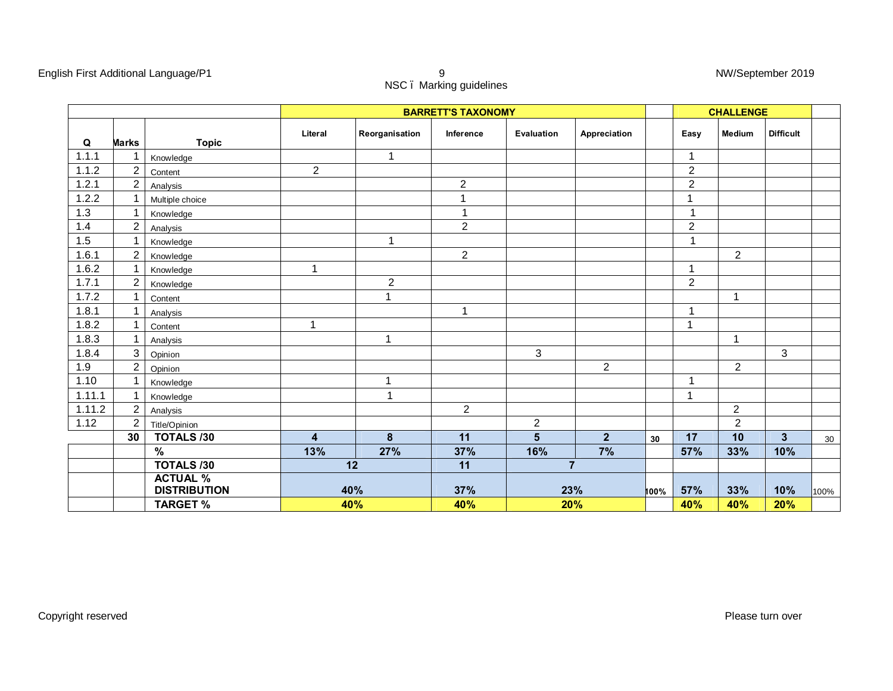| Q | Marks | Topic | BARRETT'S TAXONOMY | | | | | | CHALLENGE | | | |
|---|---|---|---|---|---|---|---|---|---|---|---|---|
| | | | Literal | Reorganisation | Inference | Evaluation | Appreciation | | Easy | Medium | Difficult | |
| 1.1.1 | 1 | Knowledge | | 1 | | | | | 1 | | | |
| 1.1.2 | 2 | Content | 2 | | | | | | 2 | | | |
| 1.2.1 | 2 | Analysis | | | 2 | | | | 2 | | | |
| 1.2.2 | 1 | Multiple choice | | | 1 | | | | 1 | | | |
| 1.3 | 1 | Knowledge | | | 1 | | | | 1 | | | |
| 1.4 | 2 | Analysis | | | 2 | | | | 2 | | | |
| 1.5 | 1 | Knowledge | | 1 | | | | | 1 | | | |
| 1.6.1 | 2 | Knowledge | | | 2 | | | | | 2 | | |
| 1.6.2 | 1 | Knowledge | 1 | | | | | | 1 | | | |
| 1.7.1 | 2 | Knowledge | | 2 | | | | | 2 | | | |
| 1.7.2 | 1 | Content | | 1 | | | | | | 1 | | |
| 1.8.1 | 1 | Analysis | | | 1 | | | | 1 | | | |
| 1.8.2 | 1 | Content | 1 | | | | | | 1 | | | |
| 1.8.3 | 1 | Analysis | | 1 | | | | | | 1 | | |
| 1.8.4 | 3 | Opinion | | | | 3 | | | | | 3 | |
| 1.9 | 2 | Opinion | | | | | 2 | | | 2 | | |
| 1.10 | 1 | Knowledge | | 1 | | | | | 1 | | | |
| 1.11.1 | 1 | Knowledge | | 1 | | | | | 1 | | | |
| 1.11.2 | 2 | Analysis | | | 2 | | | | | 2 | | |
| 1.12 | 2 | Title/Opinion | | | | 2 | | | | 2 | | |
| | 30 | **TOTALS /30** | **4** | **8** | **11** | **5** | **2** | **30** | **17** | **10** | **3** | 30 |
| | | **%** | **13%** | **27%** | **37%** | **16%** | **7%** | | **57%** | **33%** | **10%** | |
| | | **TOTALS /30** | **12** | | **11** | **7** | | | | | | |
| | | **ACTUAL % DISTRIBUTION** | **40%** | | **37%** | **23%** | | **100%** | **57%** | **33%** | **10%** | 100% |
| | | **TARGET %** | **40%** | | **40%** | **20%** | | | **40%** | **40%** | **20%** | |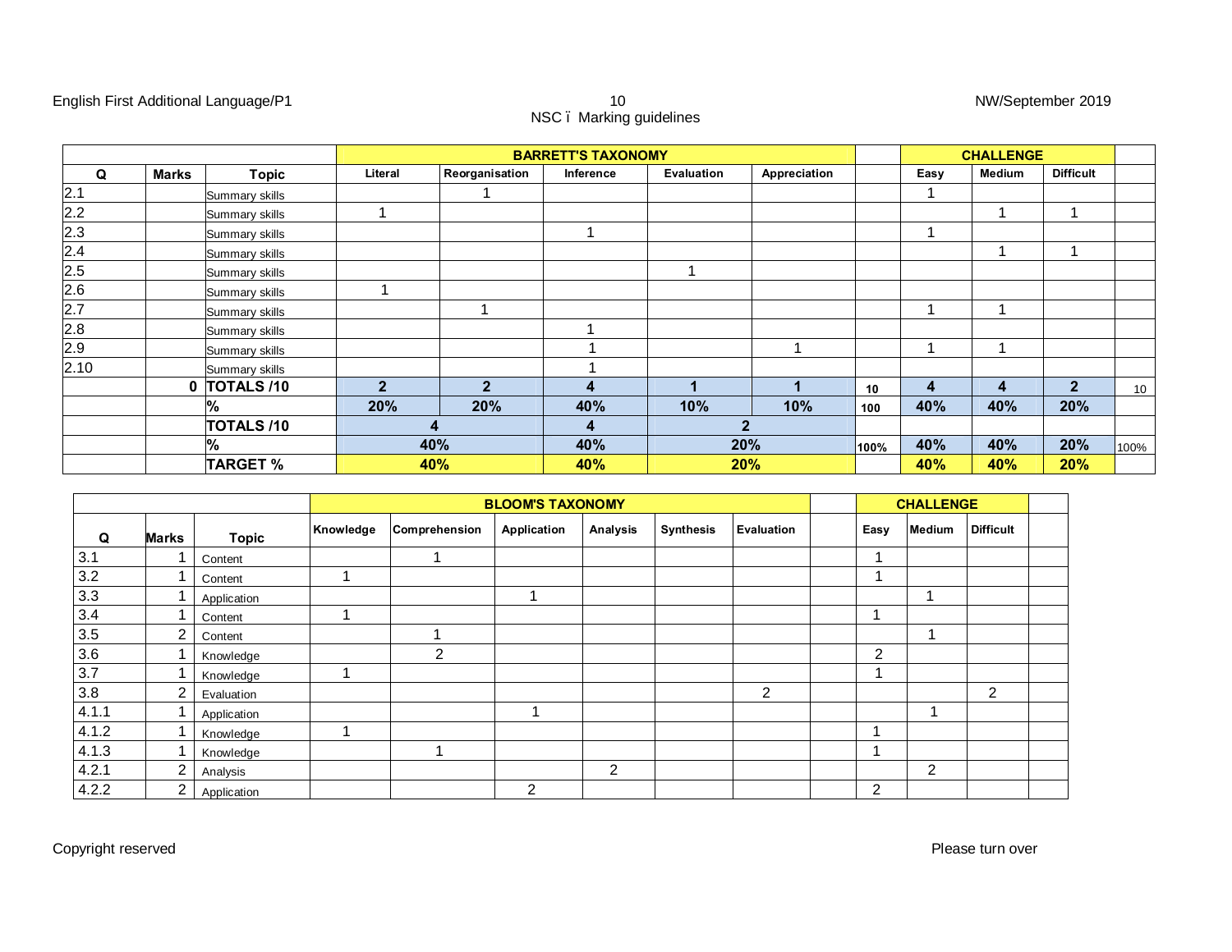| Q | Marks | Topic | BARRETT'S TAXONOMY | | | | | | CHALLENGE | | | |
|---|---|---|---|---|---|---|---|---|---|---|---|---|
| | | | Literal | Reorganisation | Inference | Evaluation | Appreciation | | Easy | Medium | Difficult | |
| 2.1 | | Summary skills | | 1 | | | | | 1 | | | |
| 2.2 | | Summary skills | 1 | | | | | | | 1 | 1 | |
| 2.3 | | Summary skills | | | 1 | | | | 1 | | | |
| 2.4 | | Summary skills | | | | | | | | 1 | 1 | |
| 2.5 | | Summary skills | | | | 1 | | | | | | |
| 2.6 | | Summary skills | 1 | | | | | | | | | |
| 2.7 | | Summary skills | | 1 | | | | | 1 | 1 | | |
| 2.8 | | Summary skills | | | 1 | | | | | | | |
| 2.9 | | Summary skills | | | 1 | | 1 | | 1 | 1 | | |
| 2.10 | | Summary skills | | | 1 | | | | | | | |
| | 0 | **TOTALS /10** | **2** | **2** | **4** | **1** | **1** | 10 | **4** | **4** | **2** | 10 |
| | | **%** | **20%** | **20%** | **40%** | **10%** | **10%** | 100 | **40%** | **40%** | **20%** | |
| | | **TOTALS /10** | **4** | | **4** | **2** | | | | | | |
| | | **%** | **40%** | | **40%** | **20%** | | 100% | **40%** | **40%** | **20%** | 100% |
| | | **TARGET %** | **40%** | | **40%** | **20%** | | | **40%** | **40%** | **20%** | |

| Q | Marks | Topic | BLOOM'S TAXONOMY | | | | | | | CHALLENGE | | | |
|---|---|---|---|---|---|---|---|---|---|---|---|---|---|
| | | | Knowledge | Comprehension | Application | Analysis | Synthesis | Evaluation | | Easy | Medium | Difficult | |
| 3.1 | 1 | Content | | 1 | | | | | | 1 | | | |
| 3.2 | 1 | Content | 1 | | | | | | | 1 | | | |
| 3.3 | 1 | Application | | | 1 | | | | | | 1 | | |
| 3.4 | 1 | Content | 1 | | | | | | | 1 | | | |
| 3.5 | 2 | Content | | 1 | | | | | | | 1 | | |
| 3.6 | 1 | Knowledge | | 2 | | | | | | 2 | | | |
| 3.7 | 1 | Knowledge | 1 | | | | | | | 1 | | | |
| 3.8 | 2 | Evaluation | | | | | | 2 | | | | 2 | |
| 4.1.1 | 1 | Application | | | 1 | | | | | | 1 | | |
| 4.1.2 | 1 | Knowledge | 1 | | | | | | | 1 | | | |
| 4.1.3 | 1 | Knowledge | | 1 | | | | | | 1 | | | |
| 4.2.1 | 2 | Analysis | | | | 2 | | | | | 2 | | |
| 4.2.2 | 2 | Application | | | 2 | | | | | 2 | | | |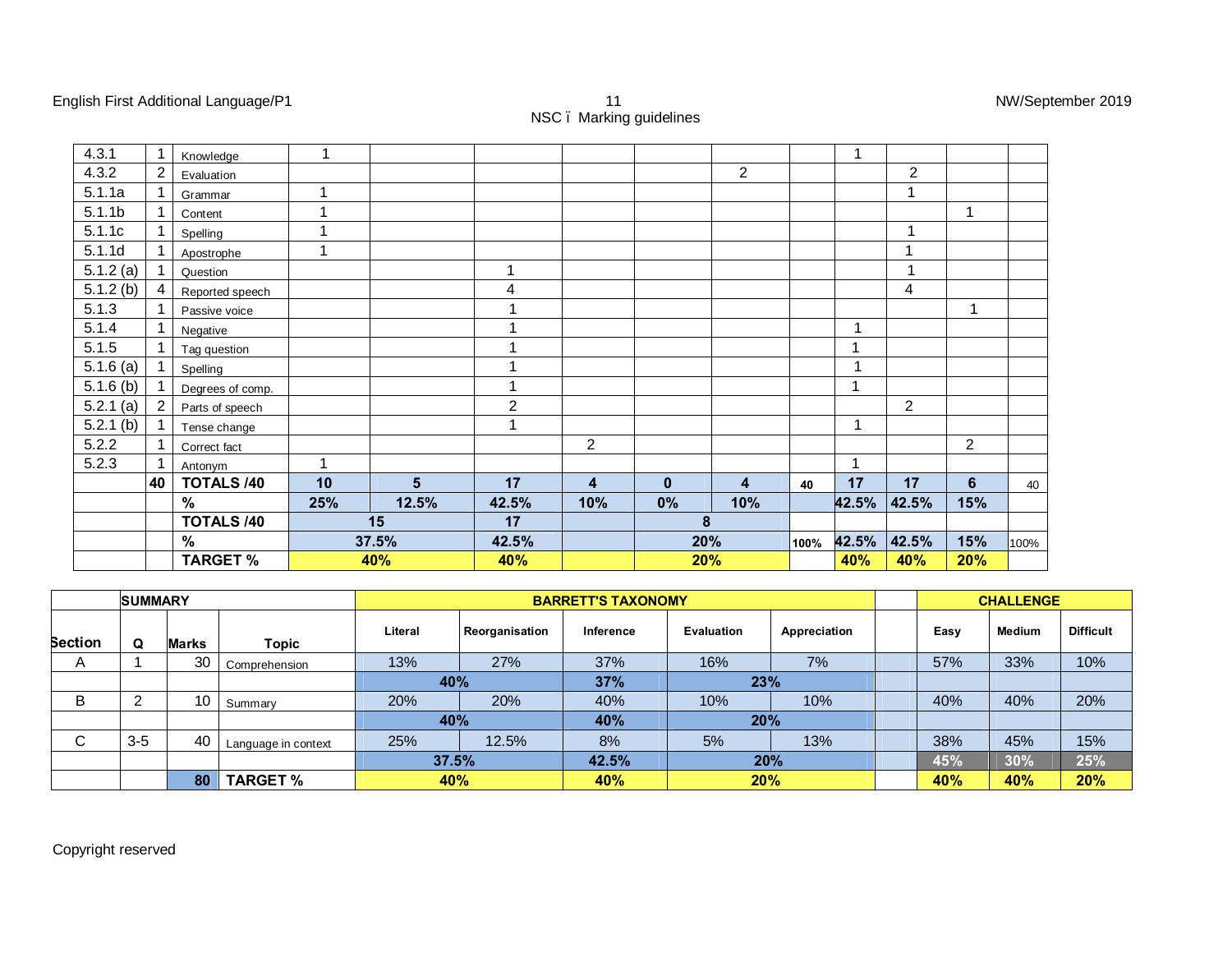| | | | | | | | | | | | | | |
|---|---|---|---|---|---|---|---|---|---|---|---|---|---|
| 4.3.1 | 1 | Knowledge | 1 | | | | | | | 1 | | | |
| 4.3.2 | 2 | Evaluation | | | | | | 2 | | | 2 | | |
| 5.1.1a | 1 | Grammar | 1 | | | | | | | | 1 | | |
| 5.1.1b | 1 | Content | 1 | | | | | | | | | 1 | |
| 5.1.1c | 1 | Spelling | 1 | | | | | | | | 1 | | |
| 5.1.1d | 1 | Apostrophe | 1 | | | | | | | | 1 | | |
| 5.1.2 (a) | 1 | Question | | | 1 | | | | | | 1 | | |
| 5.1.2 (b) | 4 | Reported speech | | | 4 | | | | | | 4 | | |
| 5.1.3 | 1 | Passive voice | | | 1 | | | | | | | 1 | |
| 5.1.4 | 1 | Negative | | | 1 | | | | | 1 | | | |
| 5.1.5 | 1 | Tag question | | | 1 | | | | | 1 | | | |
| 5.1.6 (a) | 1 | Spelling | | | 1 | | | | | 1 | | | |
| 5.1.6 (b) | 1 | Degrees of comp. | | | 1 | | | | | 1 | | | |
| 5.2.1 (a) | 2 | Parts of speech | | | 2 | | | | | | 2 | | |
| 5.2.1 (b) | 1 | Tense change | | | 1 | | | | | 1 | | | |
| 5.2.2 | 1 | Correct fact | | | | 2 | | | | | | 2 | |
| 5.2.3 | 1 | Antonym | 1 | | | | | | | 1 | | | |
| | **40** | **TOTALS /40** | **10** | **5** | **17** | **4** | **0** | **4** | **40** | **17** | **17** | **6** | 40 |
| | | **%** | **25%** | **12.5%** | **42.5%** | **10%** | **0%** | **10%** | | **42.5%** | **42.5%** | **15%** | |
| | | **TOTALS /40** | **15** | | **17** | | **8** | | | | | | |
| | | **%** | **37.5%** | | **42.5%** | | **20%** | | **100%** | **42.5%** | **42.5%** | **15%** | 100% |
| | | **TARGET %** | **40%** | | **40%** | | **20%** | | | **40%** | **40%** | **20%** | |

| | **SUMMARY** | | | **BARRETT'S TAXONOMY** | | | | | | **CHALLENGE** | | |
|---|---|---|---|---|---|---|---|---|---|---|---|---|
| **Section** | **Q** | **Marks** | **Topic** | **Literal** | **Reorganisation** | **Inference** | **Evaluation** | **Appreciation** | | **Easy** | **Medium** | **Difficult** |
| A | 1 | 30 | Comprehension | 13% | 27% | 37% | 16% | 7% | | 57% | 33% | 10% |
| | | | | **40%** | | **37%** | **23%** | | | | | |
| B | 2 | 10 | Summary | 20% | 20% | 40% | 10% | 10% | | 40% | 40% | 20% |
| | | | | **40%** | | **40%** | **20%** | | | | | |
| C | 3-5 | 40 | Language in context | 25% | 12.5% | 8% | 5% | 13% | | 38% | 45% | 15% |
| | | | | **37.5%** | | **42.5%** | **20%** | | | **45%** | **30%** | **25%** |
| | | **80** | **TARGET %** | **40%** | | **40%** | **20%** | | | **40%** | **40%** | **20%** |

Copyright reserved